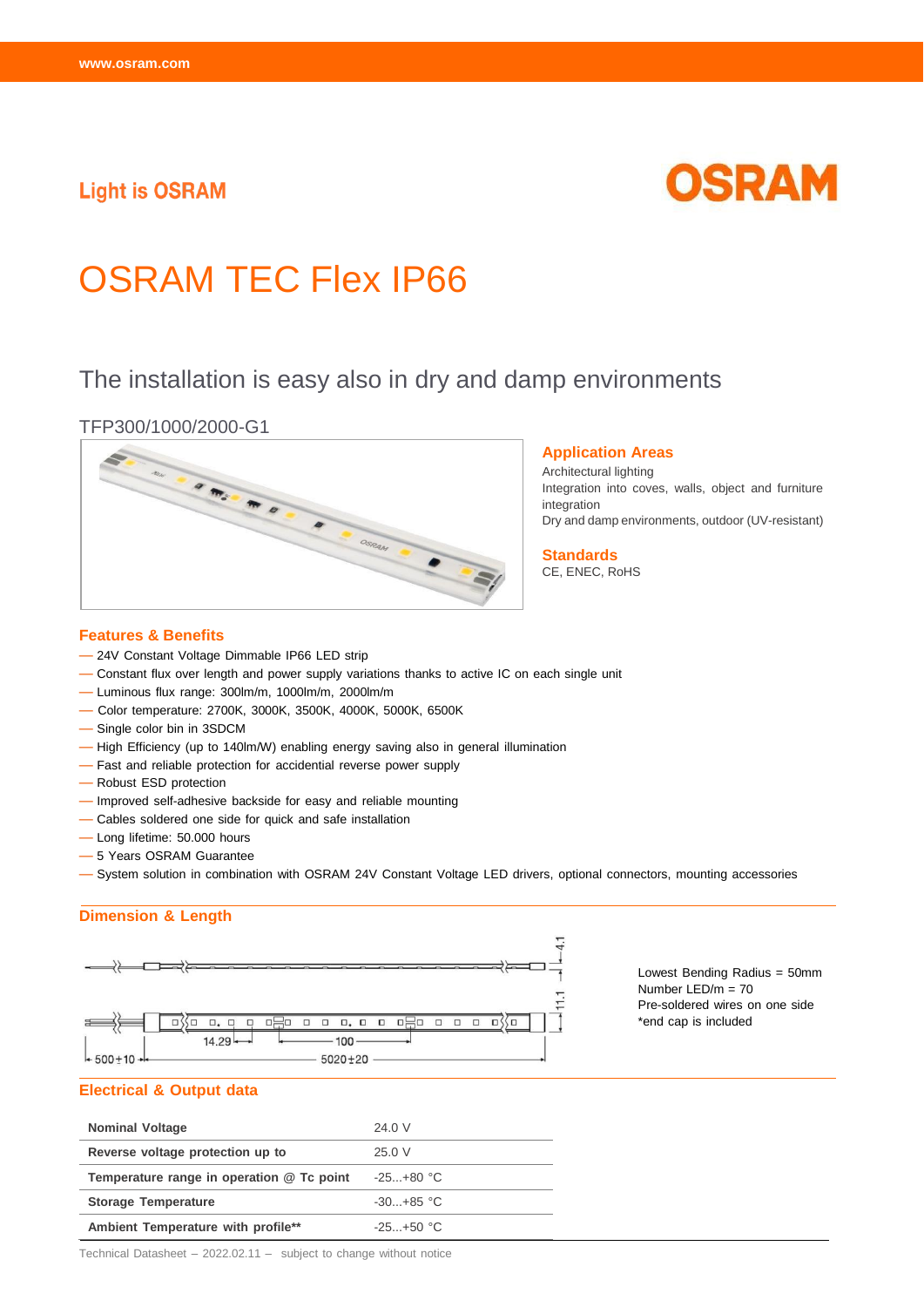Light is OSRAM

# OSRAM TEC Flex IP66

## The installation is easy also in dry and damp environments

TFP300/1000/2000-G1

### Application Areas

Architectural lighting
Integration into coves, walls, object and furniture integration
Dry and damp environments, outdoor (UV-resistant)

### Standards

CE, ENEC, RoHS

### Features & Benefits

- 24V Constant Voltage Dimmable IP66 LED strip
- Constant flux over length and power supply variations thanks to active IC on each single unit
- Luminous flux range: 300lm/m, 1000lm/m, 2000lm/m
- Color temperature: 2700K, 3000K, 3500K, 4000K, 5000K, 6500K
- Single color bin in 3SDCM
- High Efficiency (up to 140lm/W) enabling energy saving also in general illumination
- Fast and reliable protection for accidential reverse power supply
- Robust ESD protection
- Improved self-adhesive backside for easy and reliable mounting
- Cables soldered one side for quick and safe installation
- Long lifetime: 50.000 hours
- 5 Years OSRAM Guarantee
- System solution in combination with OSRAM 24V Constant Voltage LED drivers, optional connectors, mounting accessories

### Dimension & Length

4.1
11.1
14.29
100
500±10
5020±20

Lowest Bending Radius = 50mm
Number LED/m = 70
Pre-soldered wires on one side
*end cap is included

### Electrical & Output data

| | |
|---|---|
| **Nominal Voltage** | 24.0 V |
| **Reverse voltage protection up to** | 25.0 V |
| **Temperature range in operation @ Tc point** | -25...+80 °C |
| **Storage Temperature** | -30...+85 °C |
| **Ambient Temperature with profile**** | -25...+50 °C |

Technical Datasheet – 2022.02.11 – subject to change without notice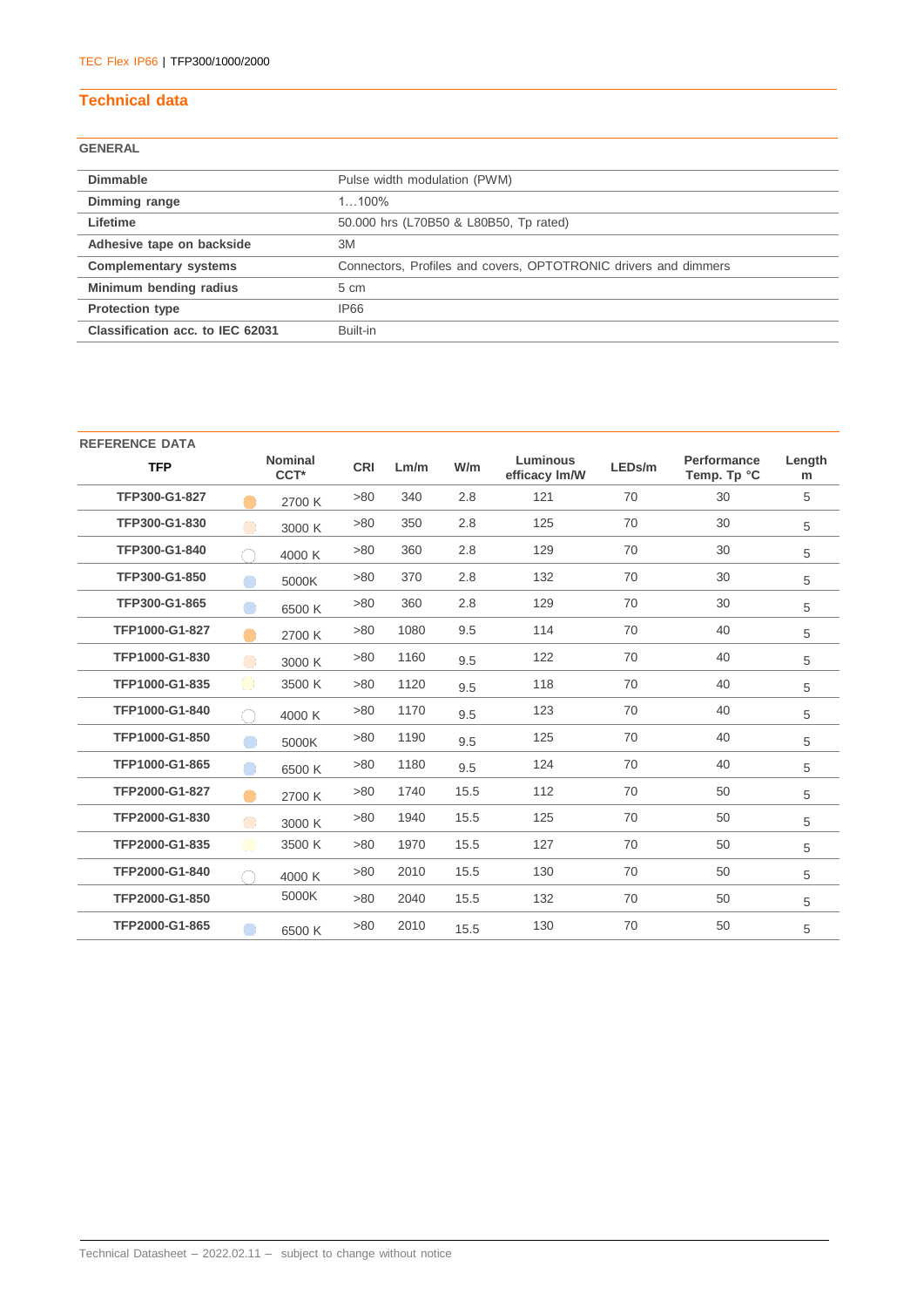## Technical data

### GENERAL

| | |
|---|---|
| **Dimmable** | Pulse width modulation (PWM) |
| **Dimming range** | 1…100% |
| **Lifetime** | 50.000 hrs (L70B50 & L80B50, Tp rated) |
| **Adhesive tape on backside** | 3M |
| **Complementary systems** | Connectors, Profiles and covers, OPTOTRONIC drivers and dimmers |
| **Minimum bending radius** | 5 cm |
| **Protection type** | IP66 |
| **Classification acc. to IEC 62031** | Built-in |

### REFERENCE DATA

| TFP | Nominal CCT* | CRI | Lm/m | W/m | Luminous efficacy lm/W | LEDs/m | Performance Temp. Tp °C | Length m |
|---|---|---|---|---|---|---|---|---|
| TFP300-G1-827 | 2700 K | >80 | 340 | 2.8 | 121 | 70 | 30 | 5 |
| TFP300-G1-830 | 3000 K | >80 | 350 | 2.8 | 125 | 70 | 30 | 5 |
| TFP300-G1-840 | 4000 K | >80 | 360 | 2.8 | 129 | 70 | 30 | 5 |
| TFP300-G1-850 | 5000K | >80 | 370 | 2.8 | 132 | 70 | 30 | 5 |
| TFP300-G1-865 | 6500 K | >80 | 360 | 2.8 | 129 | 70 | 30 | 5 |
| TFP1000-G1-827 | 2700 K | >80 | 1080 | 9.5 | 114 | 70 | 40 | 5 |
| TFP1000-G1-830 | 3000 K | >80 | 1160 | 9.5 | 122 | 70 | 40 | 5 |
| TFP1000-G1-835 | 3500 K | >80 | 1120 | 9.5 | 118 | 70 | 40 | 5 |
| TFP1000-G1-840 | 4000 K | >80 | 1170 | 9.5 | 123 | 70 | 40 | 5 |
| TFP1000-G1-850 | 5000K | >80 | 1190 | 9.5 | 125 | 70 | 40 | 5 |
| TFP1000-G1-865 | 6500 K | >80 | 1180 | 9.5 | 124 | 70 | 40 | 5 |
| TFP2000-G1-827 | 2700 K | >80 | 1740 | 15.5 | 112 | 70 | 50 | 5 |
| TFP2000-G1-830 | 3000 K | >80 | 1940 | 15.5 | 125 | 70 | 50 | 5 |
| TFP2000-G1-835 | 3500 K | >80 | 1970 | 15.5 | 127 | 70 | 50 | 5 |
| TFP2000-G1-840 | 4000 K | >80 | 2010 | 15.5 | 130 | 70 | 50 | 5 |
| TFP2000-G1-850 | 5000K | >80 | 2040 | 15.5 | 132 | 70 | 50 | 5 |
| TFP2000-G1-865 | 6500 K | >80 | 2010 | 15.5 | 130 | 70 | 50 | 5 |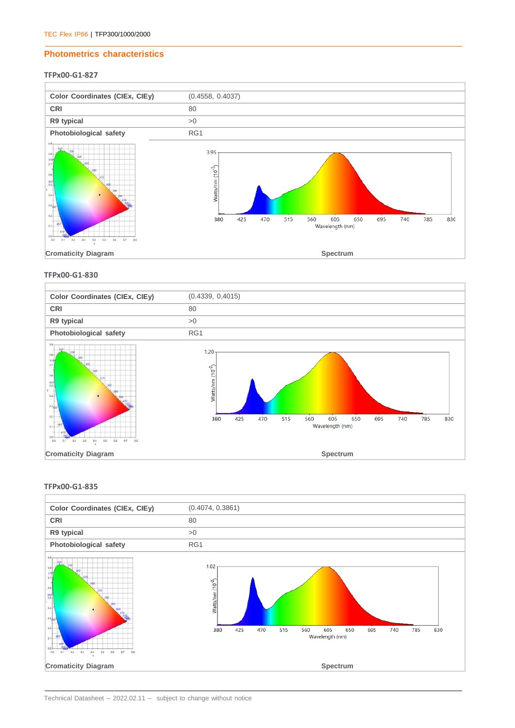## Photometrics characteristics

### TFPx00-G1-827

| | |
|---|---|
| **Color Coordinates (CIEx, CIEy)** | (0.4558, 0.4037) |
| **CRI** | 80 |
| **R9 typical** | >0 |
| **Photobiological safety** | RG1 |

**Cromaticity Diagram**

**Spectrum**

### TFPx00-G1-830

| | |
|---|---|
| **Color Coordinates (CIEx, CIEy)** | (0.4339, 0,4015) |
| **CRI** | 80 |
| **R9 typical** | >0 |
| **Photobiological safety** | RG1 |

**Cromaticity Diagram**

**Spectrum**

### TFPx00-G1-835

| | |
|---|---|
| **Color Coordinates (CIEx, CIEy)** | (0.4074, 0.3861) |
| **CRI** | 80 |
| **R9 typical** | >0 |
| **Photobiological safety** | RG1 |

**Cromaticity Diagram**

**Spectrum**

Technical Datasheet – 2022.02.11 – subject to change without notice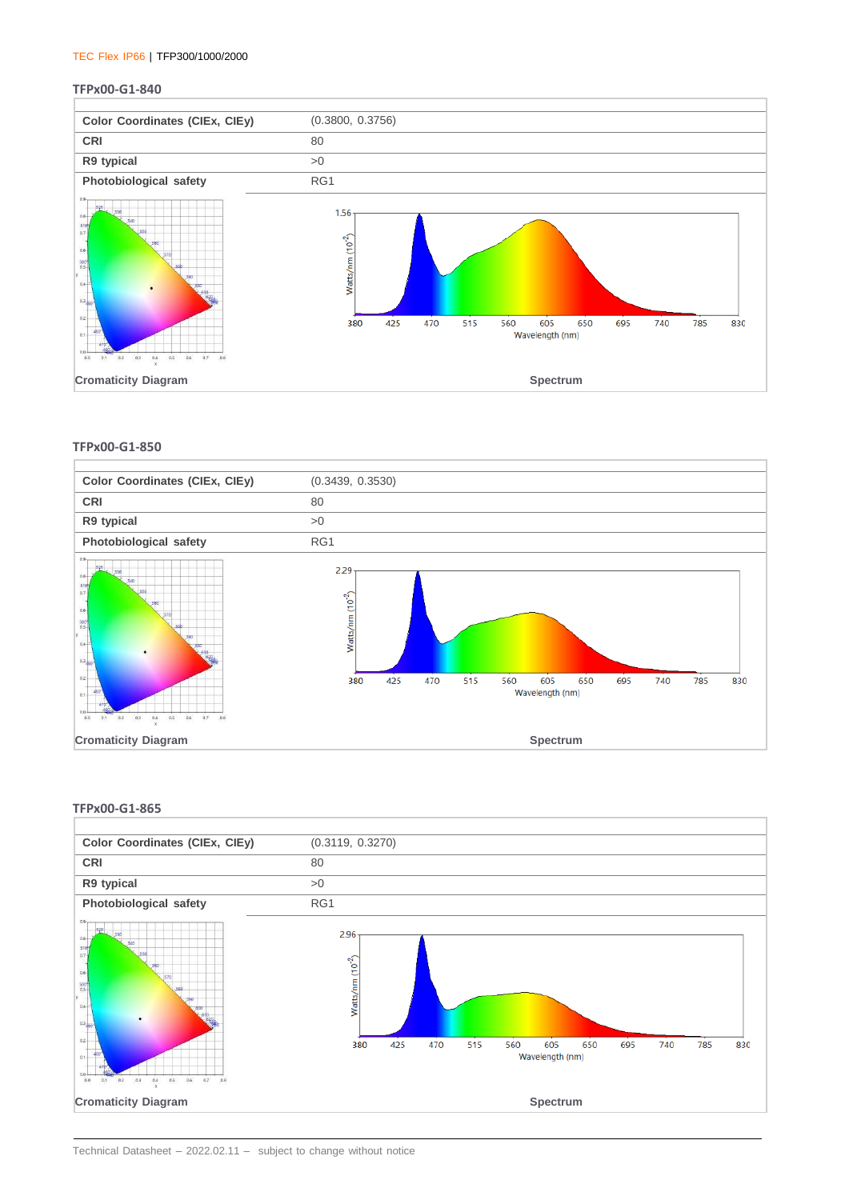### TFPx00-G1-840

| Color Coordinates (CIEx, CIEy) | (0.3800, 0.3756) |
|---|---|
| CRI | 80 |
| R9 typical | >0 |
| Photobiological safety | RG1 |

Cromaticity Diagram

Spectrum

### TFPx00-G1-850

| Color Coordinates (CIEx, CIEy) | (0.3439, 0.3530) |
|---|---|
| CRI | 80 |
| R9 typical | >0 |
| Photobiological safety | RG1 |

Cromaticity Diagram

Spectrum

### TFPx00-G1-865

| Color Coordinates (CIEx, CIEy) | (0.3119, 0.3270) |
|---|---|
| CRI | 80 |
| R9 typical | >0 |
| Photobiological safety | RG1 |

Cromaticity Diagram

Spectrum

Technical Datasheet – 2022.02.11 – subject to change without notice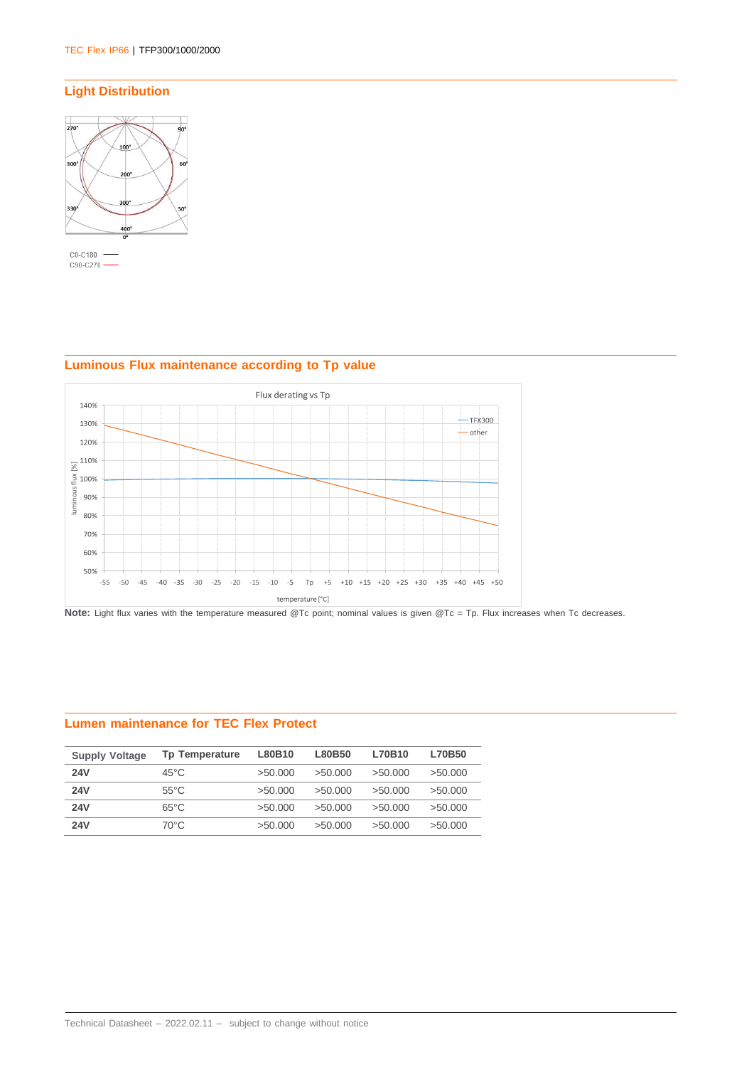## Light Distribution

C0-C180
C90-C270

## Luminous Flux maintenance according to Tp value

**Note:** Light flux varies with the temperature measured @Tc point; nominal values is given @Tc = Tp. Flux increases when Tc decreases.

## Lumen maintenance for TEC Flex Protect

| Supply Voltage | Tp Temperature | L80B10 | L80B50 | L70B10 | L70B50 |
|---|---|---|---|---|---|
| **24V** | 45°C | >50.000 | >50.000 | >50.000 | >50.000 |
| **24V** | 55°C | >50.000 | >50.000 | >50.000 | >50.000 |
| **24V** | 65°C | >50.000 | >50.000 | >50.000 | >50.000 |
| **24V** | 70°C | >50.000 | >50.000 | >50.000 | >50.000 |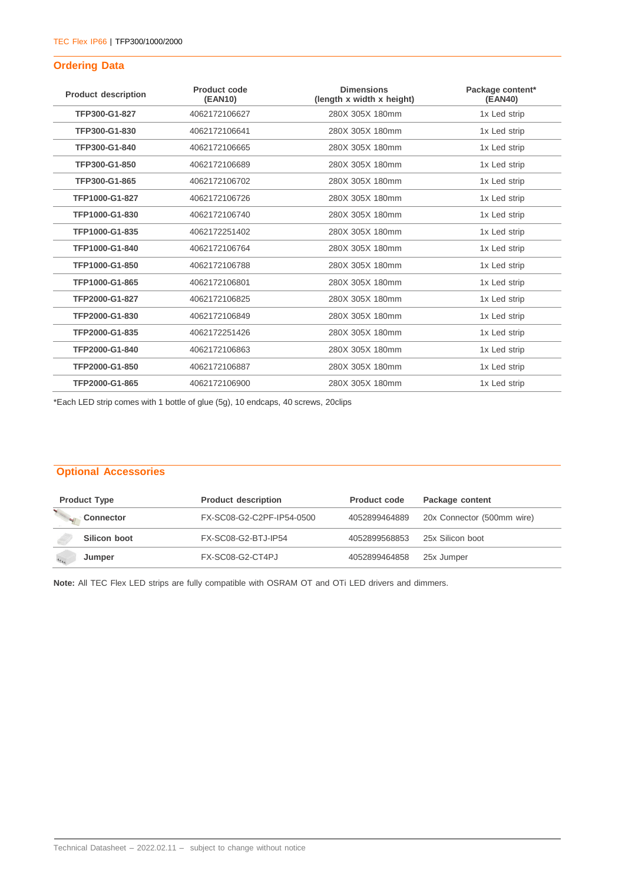## Ordering Data

| Product description | Product code (EAN10) | Dimensions (length x width x height) | Package content* (EAN40) |
|---|---|---|---|
| **TFP300-G1-827** | 4062172106627 | 280X 305X 180mm | 1x Led strip |
| **TFP300-G1-830** | 4062172106641 | 280X 305X 180mm | 1x Led strip |
| **TFP300-G1-840** | 4062172106665 | 280X 305X 180mm | 1x Led strip |
| **TFP300-G1-850** | 4062172106689 | 280X 305X 180mm | 1x Led strip |
| **TFP300-G1-865** | 4062172106702 | 280X 305X 180mm | 1x Led strip |
| **TFP1000-G1-827** | 4062172106726 | 280X 305X 180mm | 1x Led strip |
| **TFP1000-G1-830** | 4062172106740 | 280X 305X 180mm | 1x Led strip |
| **TFP1000-G1-835** | 4062172251402 | 280X 305X 180mm | 1x Led strip |
| **TFP1000-G1-840** | 4062172106764 | 280X 305X 180mm | 1x Led strip |
| **TFP1000-G1-850** | 4062172106788 | 280X 305X 180mm | 1x Led strip |
| **TFP1000-G1-865** | 4062172106801 | 280X 305X 180mm | 1x Led strip |
| **TFP2000-G1-827** | 4062172106825 | 280X 305X 180mm | 1x Led strip |
| **TFP2000-G1-830** | 4062172106849 | 280X 305X 180mm | 1x Led strip |
| **TFP2000-G1-835** | 4062172251426 | 280X 305X 180mm | 1x Led strip |
| **TFP2000-G1-840** | 4062172106863 | 280X 305X 180mm | 1x Led strip |
| **TFP2000-G1-850** | 4062172106887 | 280X 305X 180mm | 1x Led strip |
| **TFP2000-G1-865** | 4062172106900 | 280X 305X 180mm | 1x Led strip |

*Each LED strip comes with 1 bottle of glue (5g), 10 endcaps, 40 screws, 20clips

## Optional Accessories

| Product Type | Product description | Product code | Package content |
|---|---|---|---|
| **Connector** | FX-SC08-G2-C2PF-IP54-0500 | 4052899464889 | 20x Connector (500mm wire) |
| **Silicon boot** | FX-SC08-G2-BTJ-IP54 | 4052899568853 | 25x Silicon boot |
| **Jumper** | FX-SC08-G2-CT4PJ | 4052899464858 | 25x Jumper |

**Note:** All TEC Flex LED strips are fully compatible with OSRAM OT and OTi LED drivers and dimmers.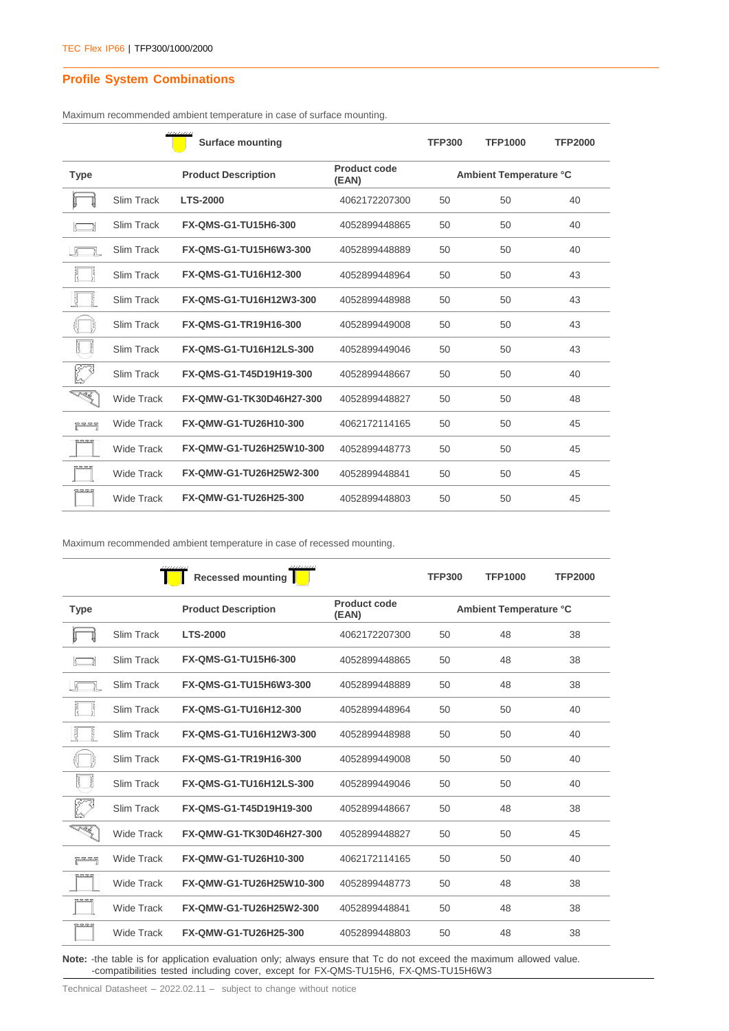## Profile System Combinations

Maximum recommended ambient temperature in case of surface mounting.

| | | Surface mounting | | TFP300 | TFP1000 | TFP2000 |
|---|---|---|---|---|---|---|
| **Type** | | **Product Description** | **Product code (EAN)** | **Ambient Temperature °C** | | |
| | Slim Track | **LTS-2000** | 4062172207300 | 50 | 50 | 40 |
| | Slim Track | **FX-QMS-G1-TU15H6-300** | 4052899448865 | 50 | 50 | 40 |
| | Slim Track | **FX-QMS-G1-TU15H6W3-300** | 4052899448889 | 50 | 50 | 40 |
| | Slim Track | **FX-QMS-G1-TU16H12-300** | 4052899448964 | 50 | 50 | 43 |
| | Slim Track | **FX-QMS-G1-TU16H12W3-300** | 4052899448988 | 50 | 50 | 43 |
| | Slim Track | **FX-QMS-G1-TR19H16-300** | 4052899449008 | 50 | 50 | 43 |
| | Slim Track | **FX-QMS-G1-TU16H12LS-300** | 4052899449046 | 50 | 50 | 43 |
| | Slim Track | **FX-QMS-G1-T45D19H19-300** | 4052899448667 | 50 | 50 | 40 |
| | Wide Track | **FX-QMW-G1-TK30D46H27-300** | 4052899448827 | 50 | 50 | 48 |
| | Wide Track | **FX-QMW-G1-TU26H10-300** | 4062172114165 | 50 | 50 | 45 |
| | Wide Track | **FX-QMW-G1-TU26H25W10-300** | 4052899448773 | 50 | 50 | 45 |
| | Wide Track | **FX-QMW-G1-TU26H25W2-300** | 4052899448841 | 50 | 50 | 45 |
| | Wide Track | **FX-QMW-G1-TU26H25-300** | 4052899448803 | 50 | 50 | 45 |

Maximum recommended ambient temperature in case of recessed mounting.

| | | Recessed mounting | | TFP300 | TFP1000 | TFP2000 |
|---|---|---|---|---|---|---|
| **Type** | | **Product Description** | **Product code (EAN)** | **Ambient Temperature °C** | | |
| | Slim Track | **LTS-2000** | 4062172207300 | 50 | 48 | 38 |
| | Slim Track | **FX-QMS-G1-TU15H6-300** | 4052899448865 | 50 | 48 | 38 |
| | Slim Track | **FX-QMS-G1-TU15H6W3-300** | 4052899448889 | 50 | 48 | 38 |
| | Slim Track | **FX-QMS-G1-TU16H12-300** | 4052899448964 | 50 | 50 | 40 |
| | Slim Track | **FX-QMS-G1-TU16H12W3-300** | 4052899448988 | 50 | 50 | 40 |
| | Slim Track | **FX-QMS-G1-TR19H16-300** | 4052899449008 | 50 | 50 | 40 |
| | Slim Track | **FX-QMS-G1-TU16H12LS-300** | 4052899449046 | 50 | 50 | 40 |
| | Slim Track | **FX-QMS-G1-T45D19H19-300** | 4052899448667 | 50 | 48 | 38 |
| | Wide Track | **FX-QMW-G1-TK30D46H27-300** | 4052899448827 | 50 | 50 | 45 |
| | Wide Track | **FX-QMW-G1-TU26H10-300** | 4062172114165 | 50 | 50 | 40 |
| | Wide Track | **FX-QMW-G1-TU26H25W10-300** | 4052899448773 | 50 | 48 | 38 |
| | Wide Track | **FX-QMW-G1-TU26H25W2-300** | 4052899448841 | 50 | 48 | 38 |
| | Wide Track | **FX-QMW-G1-TU26H25-300** | 4052899448803 | 50 | 48 | 38 |

**Note:** -the table is for application evaluation only; always ensure that Tc do not exceed the maximum allowed value.
-compatibilities tested including cover, except for FX-QMS-TU15H6, FX-QMS-TU15H6W3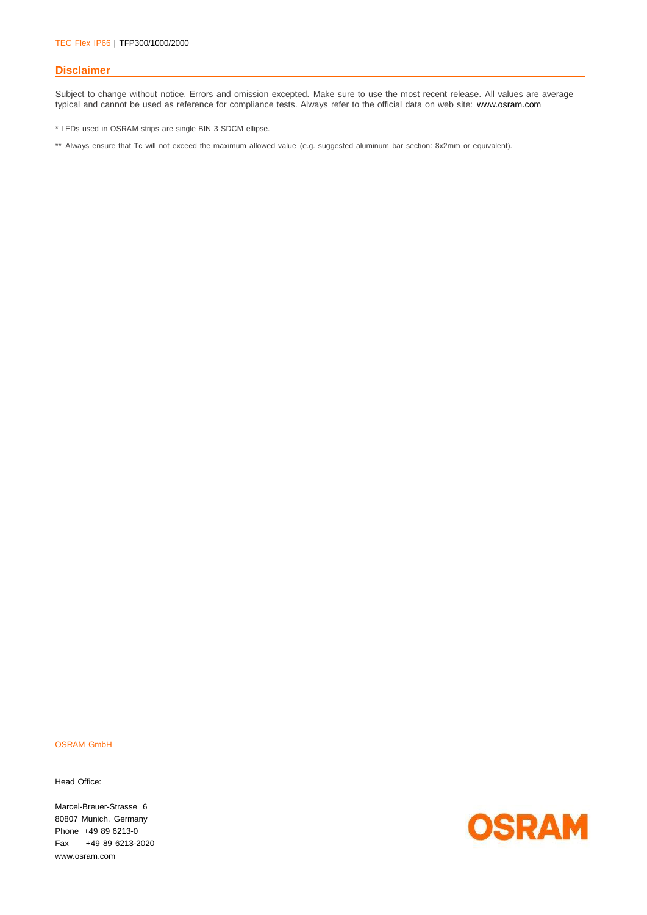## Disclaimer

Subject to change without notice. Errors and omission excepted. Make sure to use the most recent release. All values are average typical and cannot be used as reference for compliance tests. Always refer to the official data on web site: www.osram.com

* LEDs used in OSRAM strips are single BIN 3 SDCM ellipse.

** Always ensure that Tc will not exceed the maximum allowed value (e.g. suggested aluminum bar section: 8x2mm or equivalent).

OSRAM GmbH

Head Office:

Marcel-Breuer-Strasse 6
80807 Munich, Germany
Phone +49 89 6213-0
Fax +49 89 6213-2020
www.osram.com

OSRAM